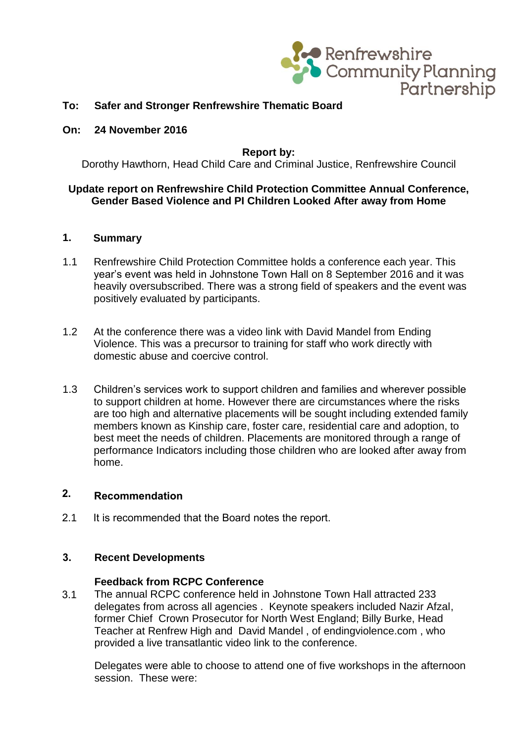Renfrewshire Community Planning Partnership

**To: Safer and Stronger Renfrewshire Thematic Board**

**On: 24 November 2016**

**Report by:**

Dorothy Hawthorn, Head Child Care and Criminal Justice, Renfrewshire Council

**Update report on Renfrewshire Child Protection Committee Annual Conference, Gender Based Violence and PI Children Looked After away from Home**

## 1. Summary

1.1 Renfrewshire Child Protection Committee holds a conference each year. This year's event was held in Johnstone Town Hall on 8 September 2016 and it was heavily oversubscribed. There was a strong field of speakers and the event was positively evaluated by participants.

1.2 At the conference there was a video link with David Mandel from Ending Violence. This was a precursor to training for staff who work directly with domestic abuse and coercive control.

1.3 Children's services work to support children and families and wherever possible to support children at home. However there are circumstances where the risks are too high and alternative placements will be sought including extended family members known as Kinship care, foster care, residential care and adoption, to best meet the needs of children. Placements are monitored through a range of performance Indicators including those children who are looked after away from home.

## 2. Recommendation

2.1 It is recommended that the Board notes the report.

## 3. Recent Developments

**Feedback from RCPC Conference**

3.1 The annual RCPC conference held in Johnstone Town Hall attracted 233 delegates from across all agencies . Keynote speakers included Nazir Afzal, former Chief Crown Prosecutor for North West England; Billy Burke, Head Teacher at Renfrew High and David Mandel , of endingviolence.com , who provided a live transatlantic video link to the conference.

Delegates were able to choose to attend one of five workshops in the afternoon session. These were: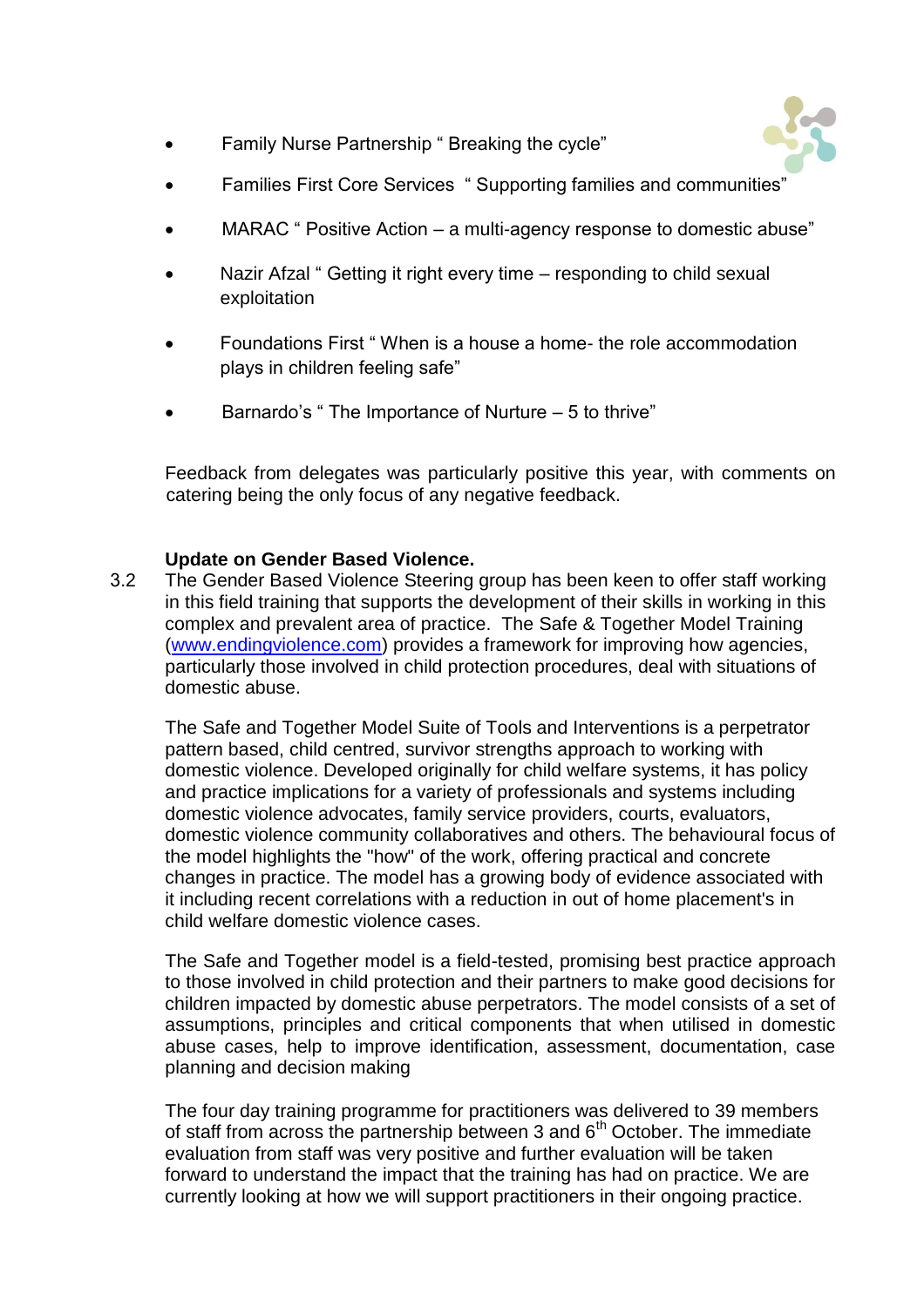- Family Nurse Partnership " Breaking the cycle"
- Families First Core Services " Supporting families and communities"
- MARAC " Positive Action – a multi-agency response to domestic abuse"
- Nazir Afzal " Getting it right every time – responding to child sexual exploitation
- Foundations First " When is a house a home- the role accommodation plays in children feeling safe"
- Barnardo's " The Importance of Nurture – 5 to thrive"

Feedback from delegates was particularly positive this year, with comments on catering being the only focus of any negative feedback.

**Update on Gender Based Violence.**

3.2 The Gender Based Violence Steering group has been keen to offer staff working in this field training that supports the development of their skills in working in this complex and prevalent area of practice. The Safe & Together Model Training (www.endingviolence.com) provides a framework for improving how agencies, particularly those involved in child protection procedures, deal with situations of domestic abuse.

The Safe and Together Model Suite of Tools and Interventions is a perpetrator pattern based, child centred, survivor strengths approach to working with domestic violence. Developed originally for child welfare systems, it has policy and practice implications for a variety of professionals and systems including domestic violence advocates, family service providers, courts, evaluators, domestic violence community collaboratives and others. The behavioural focus of the model highlights the "how" of the work, offering practical and concrete changes in practice. The model has a growing body of evidence associated with it including recent correlations with a reduction in out of home placement's in child welfare domestic violence cases.

The Safe and Together model is a field-tested, promising best practice approach to those involved in child protection and their partners to make good decisions for children impacted by domestic abuse perpetrators. The model consists of a set of assumptions, principles and critical components that when utilised in domestic abuse cases, help to improve identification, assessment, documentation, case planning and decision making

The four day training programme for practitioners was delivered to 39 members of staff from across the partnership between 3 and 6th October. The immediate evaluation from staff was very positive and further evaluation will be taken forward to understand the impact that the training has had on practice. We are currently looking at how we will support practitioners in their ongoing practice.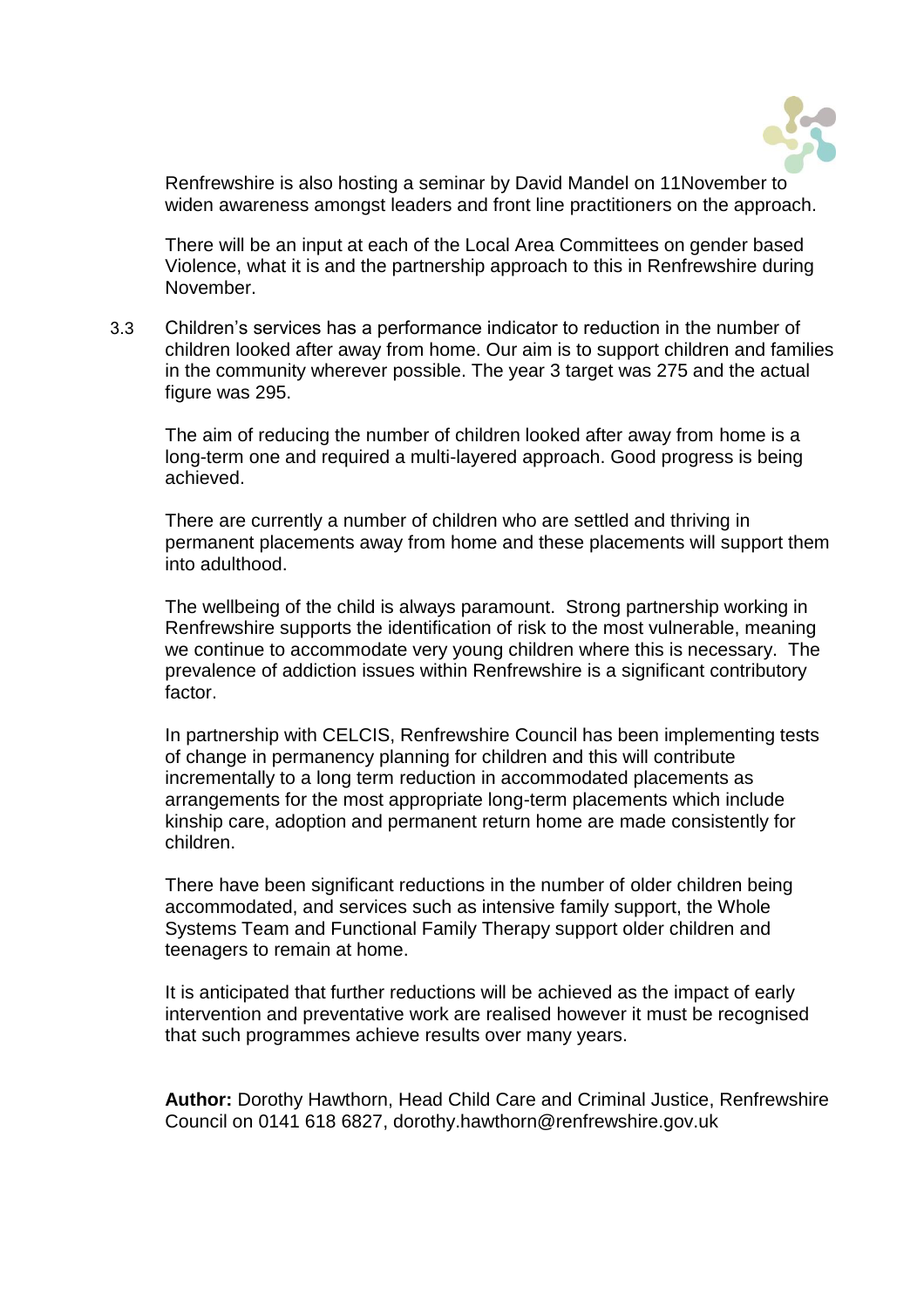Renfrewshire is also hosting a seminar by David Mandel on 11November to widen awareness amongst leaders and front line practitioners on the approach.

There will be an input at each of the Local Area Committees on gender based Violence, what it is and the partnership approach to this in Renfrewshire during November.

3.3 Children's services has a performance indicator to reduction in the number of children looked after away from home. Our aim is to support children and families in the community wherever possible. The year 3 target was 275 and the actual figure was 295.

The aim of reducing the number of children looked after away from home is a long-term one and required a multi-layered approach. Good progress is being achieved.

There are currently a number of children who are settled and thriving in permanent placements away from home and these placements will support them into adulthood.

The wellbeing of the child is always paramount. Strong partnership working in Renfrewshire supports the identification of risk to the most vulnerable, meaning we continue to accommodate very young children where this is necessary. The prevalence of addiction issues within Renfrewshire is a significant contributory factor.

In partnership with CELCIS, Renfrewshire Council has been implementing tests of change in permanency planning for children and this will contribute incrementally to a long term reduction in accommodated placements as arrangements for the most appropriate long-term placements which include kinship care, adoption and permanent return home are made consistently for children.

There have been significant reductions in the number of older children being accommodated, and services such as intensive family support, the Whole Systems Team and Functional Family Therapy support older children and teenagers to remain at home.

It is anticipated that further reductions will be achieved as the impact of early intervention and preventative work are realised however it must be recognised that such programmes achieve results over many years.

**Author:** Dorothy Hawthorn, Head Child Care and Criminal Justice, Renfrewshire Council on 0141 618 6827, dorothy.hawthorn@renfrewshire.gov.uk